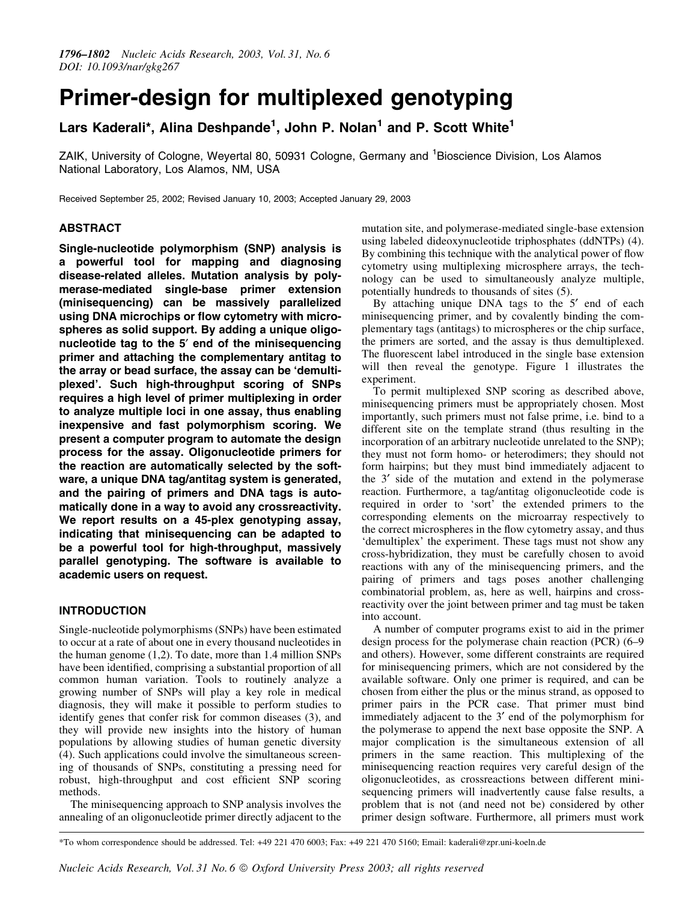# Primer-design for multiplexed genotyping

**Lars Kaderali\*, Alina Deshpande[1], John P. Nolan[1] and P. Scott White[1]**

ZAIK, University of Cologne, Weyertal 80, 50931 Cologne, Germany and [1]Bioscience Division, Los Alamos National Laboratory, Los Alamos, NM, USA

Received September 25, 2002; Revised January 10, 2003; Accepted January 29, 2003

## ABSTRACT

**Single-nucleotide polymorphism (SNP) analysis is a powerful tool for mapping and diagnosing disease-related alleles. Mutation analysis by polymerase-mediated single-base primer extension (minisequencing) can be massively parallelized using DNA microchips or flow cytometry with microspheres as solid support. By adding a unique oligonucleotide tag to the 5′ end of the minisequencing primer and attaching the complementary antitag to the array or bead surface, the assay can be 'demultiplexed'. Such high-throughput scoring of SNPs requires a high level of primer multiplexing in order to analyze multiple loci in one assay, thus enabling inexpensive and fast polymorphism scoring. We present a computer program to automate the design process for the assay. Oligonucleotide primers for the reaction are automatically selected by the software, a unique DNA tag/antitag system is generated, and the pairing of primers and DNA tags is automatically done in a way to avoid any crossreactivity. We report results on a 45-plex genotyping assay, indicating that minisequencing can be adapted to be a powerful tool for high-throughput, massively parallel genotyping. The software is available to academic users on request.**

## INTRODUCTION

Single-nucleotide polymorphisms (SNPs) have been estimated to occur at a rate of about one in every thousand nucleotides in the human genome (1,2). To date, more than 1.4 million SNPs have been identified, comprising a substantial proportion of all common human variation. Tools to routinely analyze a growing number of SNPs will play a key role in medical diagnosis, they will make it possible to perform studies to identify genes that confer risk for common diseases (3), and they will provide new insights into the history of human populations by allowing studies of human genetic diversity (4). Such applications could involve the simultaneous screening of thousands of SNPs, constituting a pressing need for robust, high-throughput and cost efficient SNP scoring methods.

The minisequencing approach to SNP analysis involves the annealing of an oligonucleotide primer directly adjacent to the mutation site, and polymerase-mediated single-base extension using labeled dideoxynucleotide triphosphates (ddNTPs) (4). By combining this technique with the analytical power of flow cytometry using multiplexing microsphere arrays, the technology can be used to simultaneously analyze multiple, potentially hundreds to thousands of sites (5).

By attaching unique DNA tags to the 5′ end of each minisequencing primer, and by covalently binding the complementary tags (antitags) to microspheres or the chip surface, the primers are sorted, and the assay is thus demultiplexed. The fluorescent label introduced in the single base extension will then reveal the genotype. Figure 1 illustrates the experiment.

To permit multiplexed SNP scoring as described above, minisequencing primers must be appropriately chosen. Most importantly, such primers must not false prime, i.e. bind to a different site on the template strand (thus resulting in the incorporation of an arbitrary nucleotide unrelated to the SNP); they must not form homo- or heterodimers; they should not form hairpins; but they must bind immediately adjacent to the 3′ side of the mutation and extend in the polymerase reaction. Furthermore, a tag/antitag oligonucleotide code is required in order to 'sort' the extended primers to the corresponding elements on the microarray respectively to the correct microspheres in the flow cytometry assay, and thus 'demultiplex' the experiment. These tags must not show any cross-hybridization, they must be carefully chosen to avoid reactions with any of the minisequencing primers, and the pairing of primers and tags poses another challenging combinatorial problem, as, here as well, hairpins and cross-reactivity over the joint between primer and tag must be taken into account.

A number of computer programs exist to aid in the primer design process for the polymerase chain reaction (PCR) (6–9 and others). However, some different constraints are required for minisequencing primers, which are not considered by the available software. Only one primer is required, and can be chosen from either the plus or the minus strand, as opposed to primer pairs in the PCR case. That primer must bind immediately adjacent to the 3′ end of the polymorphism for the polymerase to append the next base opposite the SNP. A major complication is the simultaneous extension of all primers in the same reaction. This multiplexing of the minisequencing reaction requires very careful design of the oligonucleotides, as crossreactions between different minisequencing primers will inadvertently cause false results, a problem that is not (and need not be) considered by other primer design software. Furthermore, all primers must work

\*To whom correspondence should be addressed. Tel: +49 221 470 6003; Fax: +49 221 470 5160; Email: kaderali@zpr.uni-koeln.de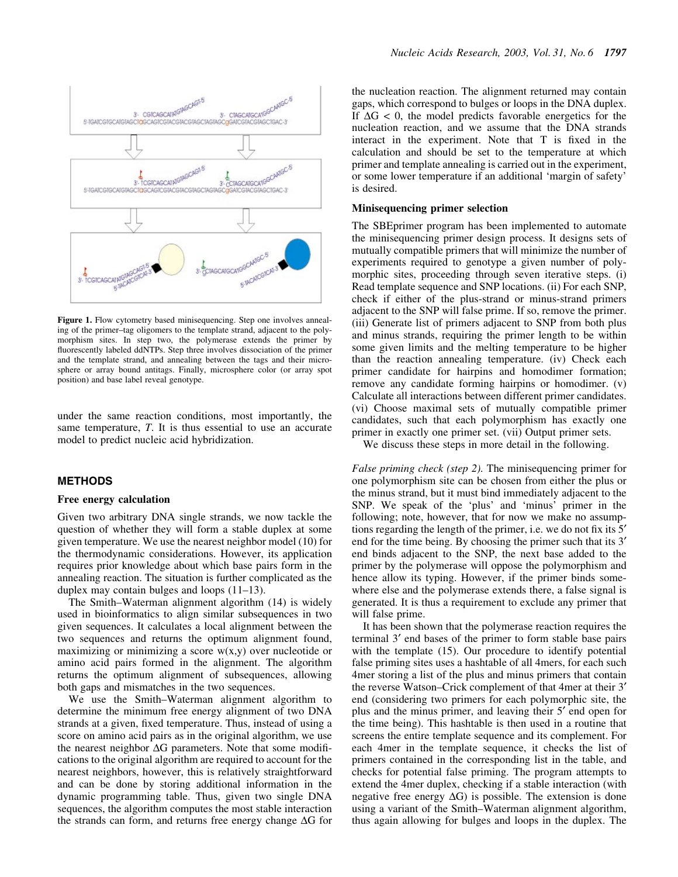**Figure 1.** Flow cytometry based minisequencing. Step one involves annealing of the primer–tag oligomers to the template strand, adjacent to the polymorphism sites. In step two, the polymerase extends the primer by fluorescently labeled ddNTPs. Step three involves dissociation of the primer and the template strand, and annealing between the tags and their microsphere or array bound antitags. Finally, microsphere color (or array spot position) and base label reveal genotype.

under the same reaction conditions, most importantly, the same temperature, *T*. It is thus essential to use an accurate model to predict nucleic acid hybridization.

## METHODS

### Free energy calculation

Given two arbitrary DNA single strands, we now tackle the question of whether they will form a stable duplex at some given temperature. We use the nearest neighbor model (10) for the thermodynamic considerations. However, its application requires prior knowledge about which base pairs form in the annealing reaction. The situation is further complicated as the duplex may contain bulges and loops (11–13).

The Smith–Waterman alignment algorithm (14) is widely used in bioinformatics to align similar subsequences in two given sequences. It calculates a local alignment between the two sequences and returns the optimum alignment found, maximizing or minimizing a score w(x,y) over nucleotide or amino acid pairs formed in the alignment. The algorithm returns the optimum alignment of subsequences, allowing both gaps and mismatches in the two sequences.

We use the Smith–Waterman alignment algorithm to determine the minimum free energy alignment of two DNA strands at a given, fixed temperature. Thus, instead of using a score on amino acid pairs as in the original algorithm, we use the nearest neighbor $\Delta G$ parameters. Note that some modifications to the original algorithm are required to account for the nearest neighbors, however, this is relatively straightforward and can be done by storing additional information in the dynamic programming table. Thus, given two single DNA sequences, the algorithm computes the most stable interaction the strands can form, and returns free energy change $\Delta G$ for the nucleation reaction. The alignment returned may contain gaps, which correspond to bulges or loops in the DNA duplex. If $\Delta G < 0$, the model predicts favorable energetics for the nucleation reaction, and we assume that the DNA strands interact in the experiment. Note that T is fixed in the calculation and should be set to the temperature at which primer and template annealing is carried out in the experiment, or some lower temperature if an additional 'margin of safety' is desired.

### Minisequencing primer selection

The SBEprimer program has been implemented to automate the minisequencing primer design process. It designs sets of mutually compatible primers that will minimize the number of experiments required to genotype a given number of polymorphic sites, proceeding through seven iterative steps. (i) Read template sequence and SNP locations. (ii) For each SNP, check if either of the plus-strand or minus-strand primers adjacent to the SNP will false prime. If so, remove the primer. (iii) Generate list of primers adjacent to SNP from both plus and minus strands, requiring the primer length to be within some given limits and the melting temperature to be higher than the reaction annealing temperature. (iv) Check each primer candidate for hairpins and homodimer formation; remove any candidate forming hairpins or homodimer. (v) Calculate all interactions between different primer candidates. (vi) Choose maximal sets of mutually compatible primer candidates, such that each polymorphism has exactly one primer in exactly one primer set. (vii) Output primer sets.

We discuss these steps in more detail in the following.

*False priming check (step 2).* The minisequencing primer for one polymorphism site can be chosen from either the plus or the minus strand, but it must bind immediately adjacent to the SNP. We speak of the 'plus' and 'minus' primer in the following; note, however, that for now we make no assumptions regarding the length of the primer, i.e. we do not fix its 5′ end for the time being. By choosing the primer such that its 3′ end binds adjacent to the SNP, the next base added to the primer by the polymerase will oppose the polymorphism and hence allow its typing. However, if the primer binds somewhere else and the polymerase extends there, a false signal is generated. It is thus a requirement to exclude any primer that will false prime.

It has been shown that the polymerase reaction requires the terminal 3′ end bases of the primer to form stable base pairs with the template (15). Our procedure to identify potential false priming sites uses a hashtable of all 4mers, for each such 4mer storing a list of the plus and minus primers that contain the reverse Watson–Crick complement of that 4mer at their 3′ end (considering two primers for each polymorphic site, the plus and the minus primer, and leaving their 5′ end open for the time being). This hashtable is then used in a routine that screens the entire template sequence and its complement. For each 4mer in the template sequence, it checks the list of primers contained in the corresponding list in the table, and checks for potential false priming. The program attempts to extend the 4mer duplex, checking if a stable interaction (with negative free energy $\Delta G$) is possible. The extension is done using a variant of the Smith–Waterman alignment algorithm, thus again allowing for bulges and loops in the duplex. The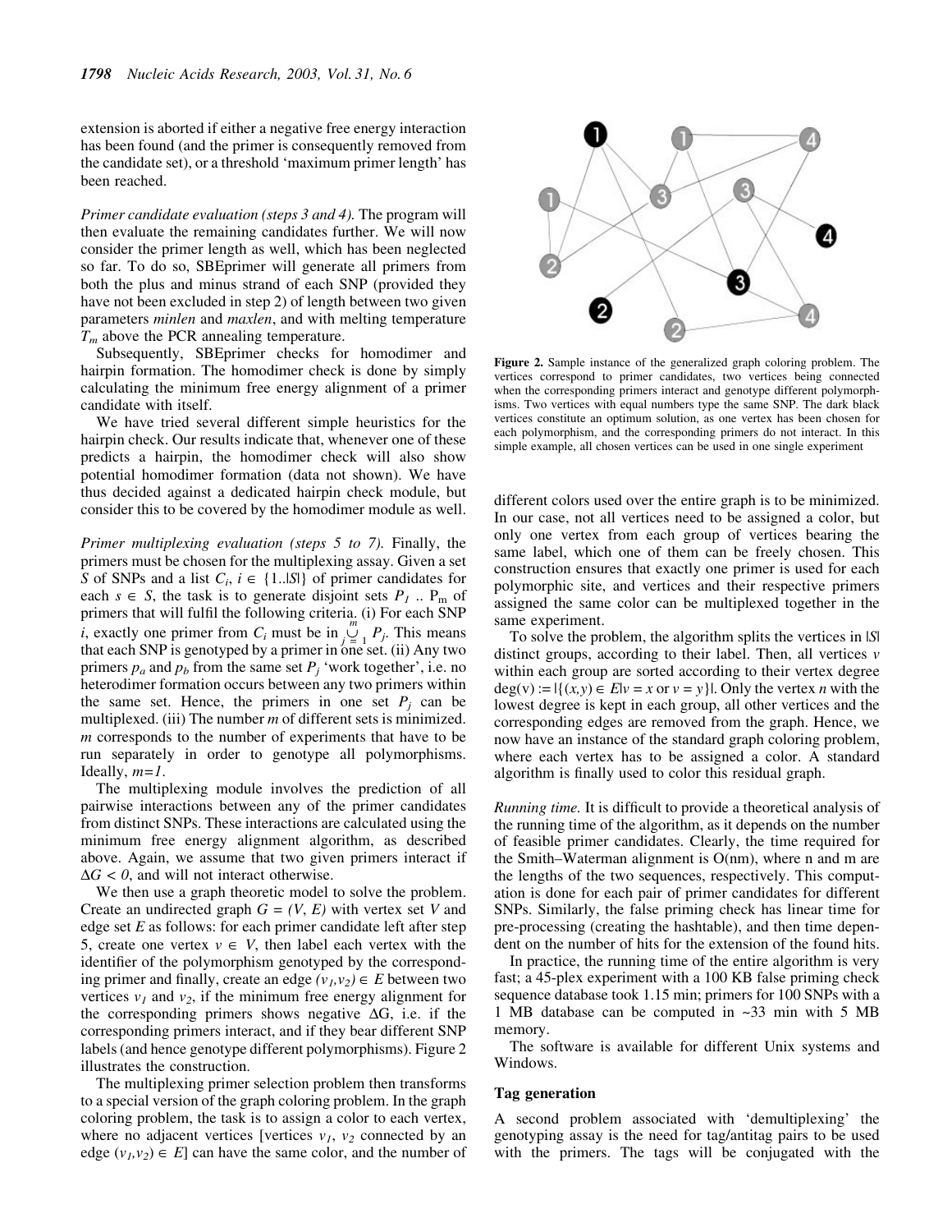extension is aborted if either a negative free energy interaction has been found (and the primer is consequently removed from the candidate set), or a threshold 'maximum primer length' has been reached.

*Primer candidate evaluation (steps 3 and 4).* The program will then evaluate the remaining candidates further. We will now consider the primer length as well, which has been neglected so far. To do so, SBEprimer will generate all primers from both the plus and minus strand of each SNP (provided they have not been excluded in step 2) of length between two given parameters *minlen* and *maxlen*, and with melting temperature $T_m$ above the PCR annealing temperature.

Subsequently, SBEprimer checks for homodimer and hairpin formation. The homodimer check is done by simply calculating the minimum free energy alignment of a primer candidate with itself.

We have tried several different simple heuristics for the hairpin check. Our results indicate that, whenever one of these predicts a hairpin, the homodimer check will also show potential homodimer formation (data not shown). We have thus decided against a dedicated hairpin check module, but consider this to be covered by the homodimer module as well.

*Primer multiplexing evaluation (steps 5 to 7).* Finally, the primers must be chosen for the multiplexing assay. Given a set $S$ of SNPs and a list $C_i$, $i \in \{1..|S|\}$ of primer candidates for each $s \in S$, the task is to generate disjoint sets $P_1$ .. $P_m$ of primers that will fulfil the following criteria. (i) For each SNP $i$, exactly one primer from $C_i$ must be in $\bigcup_{j=1}^{m} P_j$. This means that each SNP is genotyped by a primer in one set. (ii) Any two primers $p_a$ and $p_b$ from the same set $P_j$ 'work together', i.e. no heterodimer formation occurs between any two primers within the same set. Hence, the primers in one set $P_j$ can be multiplexed. (iii) The number $m$ of different sets is minimized. $m$ corresponds to the number of experiments that have to be run separately in order to genotype all polymorphisms. Ideally, $m=1$.

The multiplexing module involves the prediction of all pairwise interactions between any of the primer candidates from distinct SNPs. These interactions are calculated using the minimum free energy alignment algorithm, as described above. Again, we assume that two given primers interact if $\Delta G < 0$, and will not interact otherwise.

We then use a graph theoretic model to solve the problem. Create an undirected graph $G = (V, E)$ with vertex set $V$ and edge set $E$ as follows: for each primer candidate left after step 5, create one vertex $v \in V$, then label each vertex with the identifier of the polymorphism genotyped by the corresponding primer and finally, create an edge $(v_1,v_2) \in E$ between two vertices $v_1$ and $v_2$, if the minimum free energy alignment for the corresponding primers shows negative $\Delta G$, i.e. if the corresponding primers interact, and if they bear different SNP labels (and hence genotype different polymorphisms). Figure 2 illustrates the construction.

The multiplexing primer selection problem then transforms to a special version of the graph coloring problem. In the graph coloring problem, the task is to assign a color to each vertex, where no adjacent vertices [vertices $v_1$, $v_2$ connected by an edge $(v_1,v_2) \in E$] can have the same color, and the number of

Figure 2. Sample instance of the generalized graph coloring problem. The vertices correspond to primer candidates, two vertices being connected when the corresponding primers interact and genotype different polymorphisms. Two vertices with equal numbers type the same SNP. The dark black vertices constitute an optimum solution, as one vertex has been chosen for each polymorphism, and the corresponding primers do not interact. In this simple example, all chosen vertices can be used in one single experiment

different colors used over the entire graph is to be minimized. In our case, not all vertices need to be assigned a color, but only one vertex from each group of vertices bearing the same label, which one of them can be freely chosen. This construction ensures that exactly one primer is used for each polymorphic site, and vertices and their respective primers assigned the same color can be multiplexed together in the same experiment.

To solve the problem, the algorithm splits the vertices in $|S|$ distinct groups, according to their label. Then, all vertices $v$ within each group are sorted according to their vertex degree $\deg(v) := |\{(x,y) \in E | v = x \text{ or } v = y\}|$. Only the vertex $n$ with the lowest degree is kept in each group, all other vertices and the corresponding edges are removed from the graph. Hence, we now have an instance of the standard graph coloring problem, where each vertex has to be assigned a color. A standard algorithm is finally used to color this residual graph.

*Running time.* It is difficult to provide a theoretical analysis of the running time of the algorithm, as it depends on the number of feasible primer candidates. Clearly, the time required for the Smith–Waterman alignment is O(nm), where n and m are the lengths of the two sequences, respectively. This computation is done for each pair of primer candidates for different SNPs. Similarly, the false priming check has linear time for pre-processing (creating the hashtable), and then time dependent on the number of hits for the extension of the found hits.

In practice, the running time of the entire algorithm is very fast; a 45-plex experiment with a 100 KB false priming check sequence database took 1.15 min; primers for 100 SNPs with a 1 MB database can be computed in ~33 min with 5 MB memory.

The software is available for different Unix systems and Windows.

### Tag generation

A second problem associated with 'demultiplexing' the genotyping assay is the need for tag/antitag pairs to be used with the primers. The tags will be conjugated with the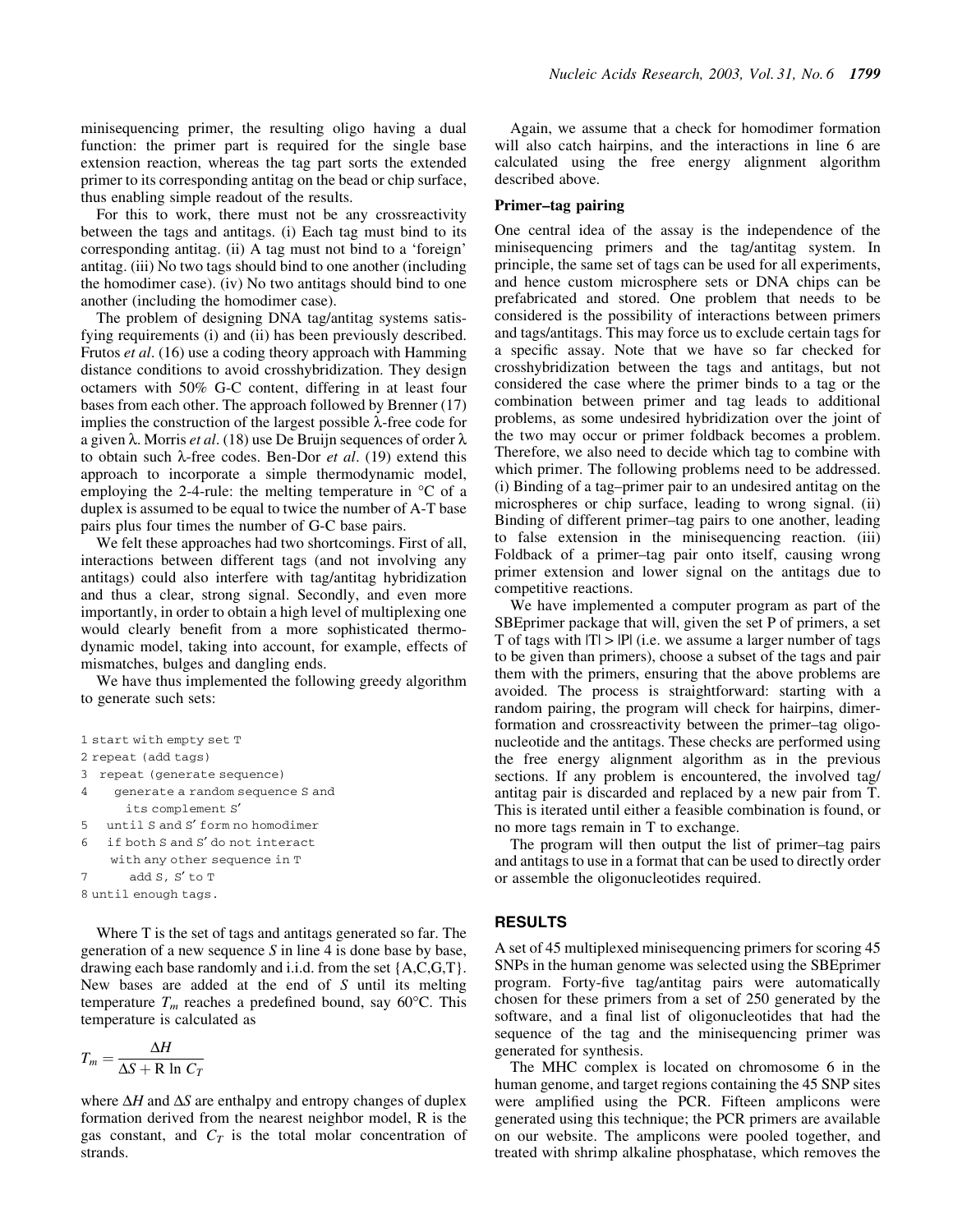minisequencing primer, the resulting oligo having a dual function: the primer part is required for the single base extension reaction, whereas the tag part sorts the extended primer to its corresponding antitag on the bead or chip surface, thus enabling simple readout of the results.

For this to work, there must not be any crossreactivity between the tags and antitags. (i) Each tag must bind to its corresponding antitag. (ii) A tag must not bind to a 'foreign' antitag. (iii) No two tags should bind to one another (including the homodimer case). (iv) No two antitags should bind to one another (including the homodimer case).

The problem of designing DNA tag/antitag systems satisfying requirements (i) and (ii) has been previously described. Frutos *et al*. (16) use a coding theory approach with Hamming distance conditions to avoid crosshybridization. They design octamers with 50% G-C content, differing in at least four bases from each other. The approach followed by Brenner (17) implies the construction of the largest possible λ-free code for a given λ. Morris *et al*. (18) use De Bruijn sequences of order λ to obtain such λ-free codes. Ben-Dor *et al*. (19) extend this approach to incorporate a simple thermodynamic model, employing the 2-4-rule: the melting temperature in °C of a duplex is assumed to be equal to twice the number of A-T base pairs plus four times the number of G-C base pairs.

We felt these approaches had two shortcomings. First of all, interactions between different tags (and not involving any antitags) could also interfere with tag/antitag hybridization and thus a clear, strong signal. Secondly, and even more importantly, in order to obtain a high level of multiplexing one would clearly benefit from a more sophisticated thermodynamic model, taking into account, for example, effects of mismatches, bulges and dangling ends.

We have thus implemented the following greedy algorithm to generate such sets:

```
1 start with empty set T
2 repeat (add tags)
3  repeat (generate sequence)
4    generate a random sequence S and
       its complement S′
5   until S and S′ form no homodimer
6   if both S and S′ do not interact
     with any other sequence in T
7      add S, S′ to T
8 until enough tags.
```

Where T is the set of tags and antitags generated so far. The generation of a new sequence *S* in line 4 is done base by base, drawing each base randomly and i.i.d. from the set {A,C,G,T}. New bases are added at the end of *S* until its melting temperature $T_m$ reaches a predefined bound, say 60°C. This temperature is calculated as

$$T_m = \frac{\Delta H}{\Delta S + \mathrm{R} \ln C_T}$$

where $\Delta H$ and $\Delta S$ are enthalpy and entropy changes of duplex formation derived from the nearest neighbor model, R is the gas constant, and $C_T$ is the total molar concentration of strands.

Again, we assume that a check for homodimer formation will also catch hairpins, and the interactions in line 6 are calculated using the free energy alignment algorithm described above.

### Primer–tag pairing

One central idea of the assay is the independence of the minisequencing primers and the tag/antitag system. In principle, the same set of tags can be used for all experiments, and hence custom microsphere sets or DNA chips can be prefabricated and stored. One problem that needs to be considered is the possibility of interactions between primers and tags/antitags. This may force us to exclude certain tags for a specific assay. Note that we have so far checked for crosshybridization between the tags and antitags, but not considered the case where the primer binds to a tag or the combination between primer and tag leads to additional problems, as some undesired hybridization over the joint of the two may occur or primer foldback becomes a problem. Therefore, we also need to decide which tag to combine with which primer. The following problems need to be addressed. (i) Binding of a tag–primer pair to an undesired antitag on the microspheres or chip surface, leading to wrong signal. (ii) Binding of different primer–tag pairs to one another, leading to false extension in the minisequencing reaction. (iii) Foldback of a primer–tag pair onto itself, causing wrong primer extension and lower signal on the antitags due to competitive reactions.

We have implemented a computer program as part of the SBEprimer package that will, given the set P of primers, a set T of tags with |T| > |P| (i.e. we assume a larger number of tags to be given than primers), choose a subset of the tags and pair them with the primers, ensuring that the above problems are avoided. The process is straightforward: starting with a random pairing, the program will check for hairpins, dimer-formation and crossreactivity between the primer–tag oligonucleotide and the antitags. These checks are performed using the free energy alignment algorithm as in the previous sections. If any problem is encountered, the involved tag/antitag pair is discarded and replaced by a new pair from T. This is iterated until either a feasible combination is found, or no more tags remain in T to exchange.

The program will then output the list of primer–tag pairs and antitags to use in a format that can be used to directly order or assemble the oligonucleotides required.

## RESULTS

A set of 45 multiplexed minisequencing primers for scoring 45 SNPs in the human genome was selected using the SBEprimer program. Forty-five tag/antitag pairs were automatically chosen for these primers from a set of 250 generated by the software, and a final list of oligonucleotides that had the sequence of the tag and the minisequencing primer was generated for synthesis.

The MHC complex is located on chromosome 6 in the human genome, and target regions containing the 45 SNP sites were amplified using the PCR. Fifteen amplicons were generated using this technique; the PCR primers are available on our website. The amplicons were pooled together, and treated with shrimp alkaline phosphatase, which removes the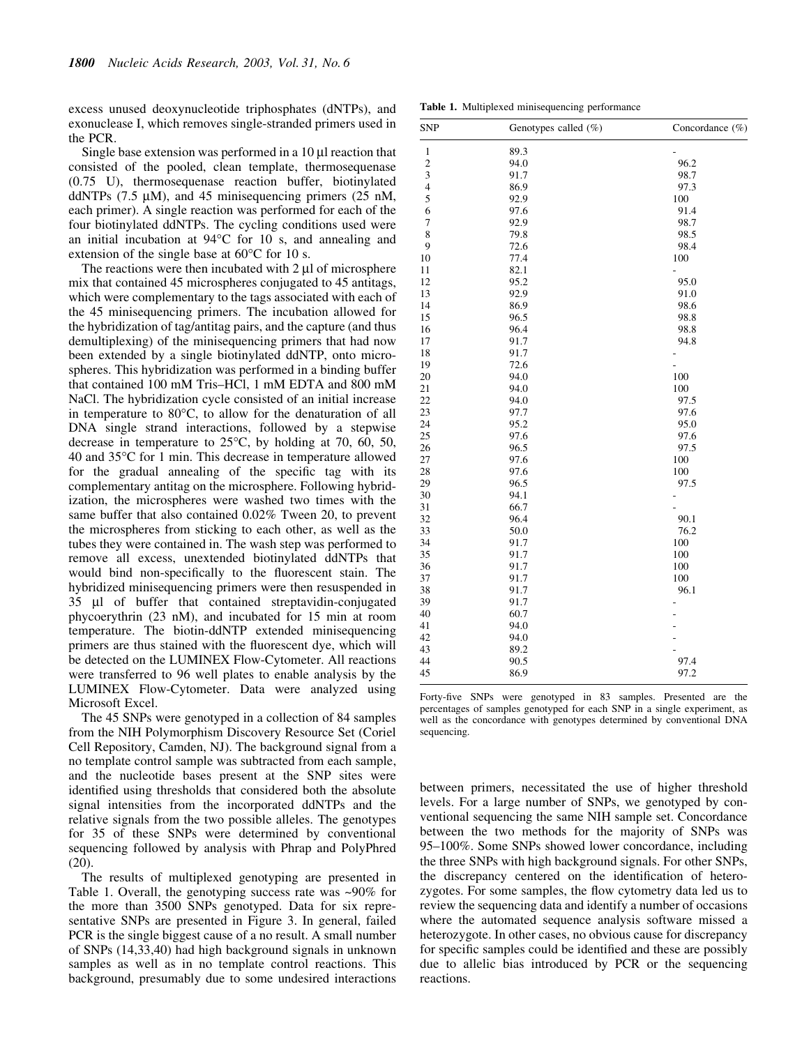excess unused deoxynucleotide triphosphates (dNTPs), and exonuclease I, which removes single-stranded primers used in the PCR.

Single base extension was performed in a 10 µl reaction that consisted of the pooled, clean template, thermosequenase (0.75 U), thermosequenase reaction buffer, biotinylated ddNTPs (7.5 µM), and 45 minisequencing primers (25 nM, each primer). A single reaction was performed for each of the four biotinylated ddNTPs. The cycling conditions used were an initial incubation at 94°C for 10 s, and annealing and extension of the single base at 60°C for 10 s.

The reactions were then incubated with 2 µl of microsphere mix that contained 45 microspheres conjugated to 45 antitags, which were complementary to the tags associated with each of the 45 minisequencing primers. The incubation allowed for the hybridization of tag/antitag pairs, and the capture (and thus demultiplexing) of the minisequencing primers that had now been extended by a single biotinylated ddNTP, onto microspheres. This hybridization was performed in a binding buffer that contained 100 mM Tris–HCl, 1 mM EDTA and 800 mM NaCl. The hybridization cycle consisted of an initial increase in temperature to 80°C, to allow for the denaturation of all DNA single strand interactions, followed by a stepwise decrease in temperature to 25°C, by holding at 70, 60, 50, 40 and 35°C for 1 min. This decrease in temperature allowed for the gradual annealing of the specific tag with its complementary antitag on the microsphere. Following hybridization, the microspheres were washed two times with the same buffer that also contained 0.02% Tween 20, to prevent the microspheres from sticking to each other, as well as the tubes they were contained in. The wash step was performed to remove all excess, unextended biotinylated ddNTPs that would bind non-specifically to the fluorescent stain. The hybridized minisequencing primers were then resuspended in 35 µl of buffer that contained streptavidin-conjugated phycoerythrin (23 nM), and incubated for 15 min at room temperature. The biotin-ddNTP extended minisequencing primers are thus stained with the fluorescent dye, which will be detected on the LUMINEX Flow-Cytometer. All reactions were transferred to 96 well plates to enable analysis by the LUMINEX Flow-Cytometer. Data were analyzed using Microsoft Excel.

The 45 SNPs were genotyped in a collection of 84 samples from the NIH Polymorphism Discovery Resource Set (Coriel Cell Repository, Camden, NJ). The background signal from a no template control sample was subtracted from each sample, and the nucleotide bases present at the SNP sites were identified using thresholds that considered both the absolute signal intensities from the incorporated ddNTPs and the relative signals from the two possible alleles. The genotypes for 35 of these SNPs were determined by conventional sequencing followed by analysis with Phrap and PolyPhred (20).

The results of multiplexed genotyping are presented in Table 1. Overall, the genotyping success rate was ~90% for the more than 3500 SNPs genotyped. Data for six representative SNPs are presented in Figure 3. In general, failed PCR is the single biggest cause of a no result. A small number of SNPs (14,33,40) had high background signals in unknown samples as well as in no template control reactions. This background, presumably due to some undesired interactions between primers, necessitated the use of higher threshold levels. For a large number of SNPs, we genotyped by conventional sequencing the same NIH sample set. Concordance between the two methods for the majority of SNPs was 95–100%. Some SNPs showed lower concordance, including the three SNPs with high background signals. For other SNPs, the discrepancy centered on the identification of heterozygotes. For some samples, the flow cytometry data led us to review the sequencing data and identify a number of occasions where the automated sequence analysis software missed a heterozygote. In other cases, no obvious cause for discrepancy for specific samples could be identified and these are possibly due to allelic bias introduced by PCR or the sequencing reactions.

**Table 1.** Multiplexed minisequencing performance

| SNP | Genotypes called (%) | Concordance (%) |
|---|---|---|
| 1 | 89.3 | - |
| 2 | 94.0 | 96.2 |
| 3 | 91.7 | 98.7 |
| 4 | 86.9 | 97.3 |
| 5 | 92.9 | 100 |
| 6 | 97.6 | 91.4 |
| 7 | 92.9 | 98.7 |
| 8 | 79.8 | 98.5 |
| 9 | 72.6 | 98.4 |
| 10 | 77.4 | 100 |
| 11 | 82.1 | - |
| 12 | 95.2 | 95.0 |
| 13 | 92.9 | 91.0 |
| 14 | 86.9 | 98.6 |
| 15 | 96.5 | 98.8 |
| 16 | 96.4 | 98.8 |
| 17 | 91.7 | 94.8 |
| 18 | 91.7 | - |
| 19 | 72.6 | - |
| 20 | 94.0 | 100 |
| 21 | 94.0 | 100 |
| 22 | 94.0 | 97.5 |
| 23 | 97.7 | 97.6 |
| 24 | 95.2 | 95.0 |
| 25 | 97.6 | 97.6 |
| 26 | 96.5 | 97.5 |
| 27 | 97.6 | 100 |
| 28 | 97.6 | 100 |
| 29 | 96.5 | 97.5 |
| 30 | 94.1 | - |
| 31 | 66.7 | - |
| 32 | 96.4 | 90.1 |
| 33 | 50.0 | 76.2 |
| 34 | 91.7 | 100 |
| 35 | 91.7 | 100 |
| 36 | 91.7 | 100 |
| 37 | 91.7 | 100 |
| 38 | 91.7 | 96.1 |
| 39 | 91.7 | - |
| 40 | 60.7 | - |
| 41 | 94.0 | - |
| 42 | 94.0 | - |
| 43 | 89.2 | - |
| 44 | 90.5 | 97.4 |
| 45 | 86.9 | 97.2 |

Forty-five SNPs were genotyped in 83 samples. Presented are the percentages of samples genotyped for each SNP in a single experiment, as well as the concordance with genotypes determined by conventional DNA sequencing.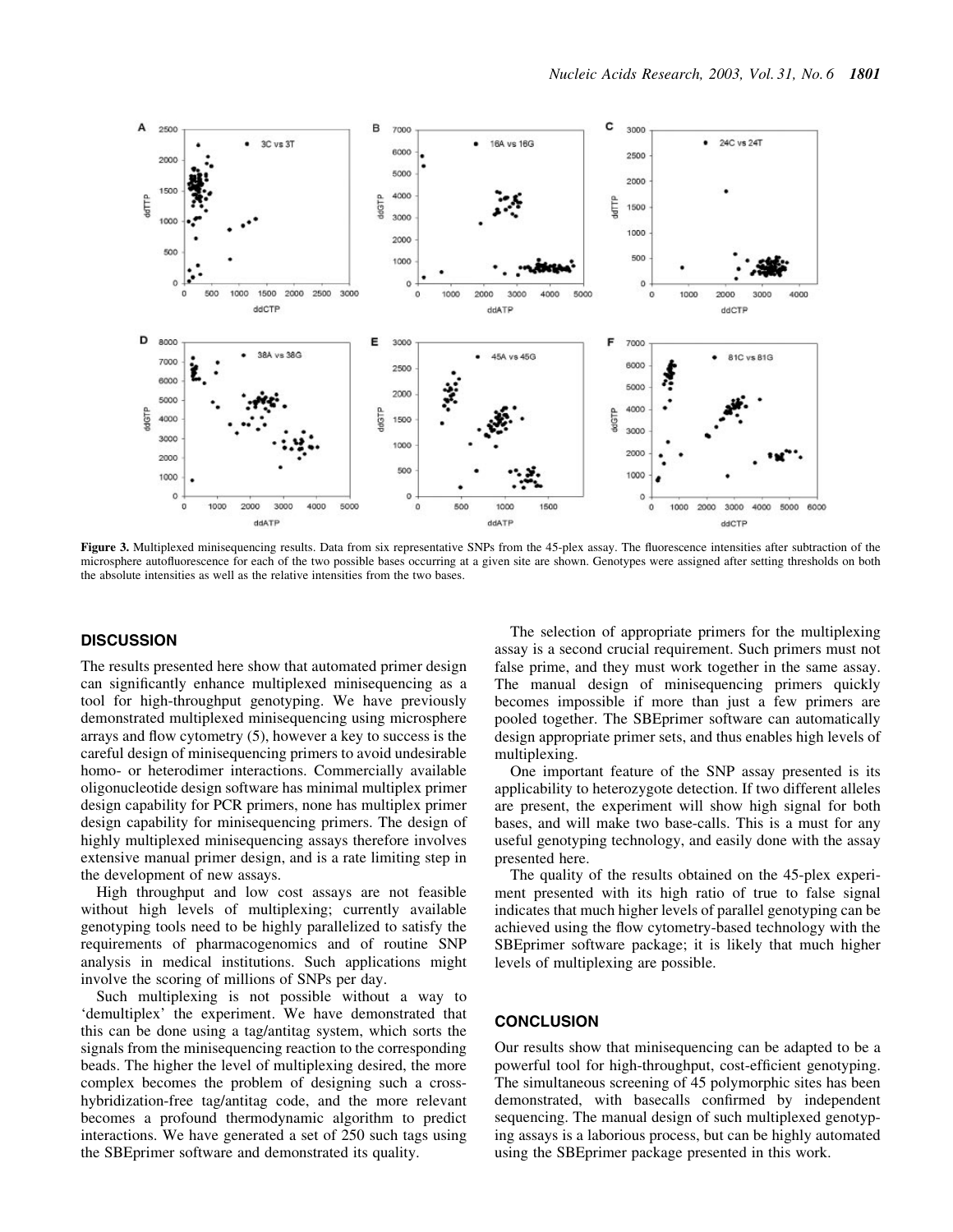**Figure 3.** Multiplexed minisequencing results. Data from six representative SNPs from the 45-plex assay. The fluorescence intensities after subtraction of the microsphere autofluorescence for each of the two possible bases occurring at a given site are shown. Genotypes were assigned after setting thresholds on both the absolute intensities as well as the relative intensities from the two bases.

## DISCUSSION

The results presented here show that automated primer design can significantly enhance multiplexed minisequencing as a tool for high-throughput genotyping. We have previously demonstrated multiplexed minisequencing using microsphere arrays and flow cytometry (5), however a key to success is the careful design of minisequencing primers to avoid undesirable homo- or heterodimer interactions. Commercially available oligonucleotide design software has minimal multiplex primer design capability for PCR primers, none has multiplex primer design capability for minisequencing primers. The design of highly multiplexed minisequencing assays therefore involves extensive manual primer design, and is a rate limiting step in the development of new assays.

High throughput and low cost assays are not feasible without high levels of multiplexing; currently available genotyping tools need to be highly parallelized to satisfy the requirements of pharmacogenomics and of routine SNP analysis in medical institutions. Such applications might involve the scoring of millions of SNPs per day.

Such multiplexing is not possible without a way to 'demultiplex' the experiment. We have demonstrated that this can be done using a tag/antitag system, which sorts the signals from the minisequencing reaction to the corresponding beads. The higher the level of multiplexing desired, the more complex becomes the problem of designing such a cross-hybridization-free tag/antitag code, and the more relevant becomes a profound thermodynamic algorithm to predict interactions. We have generated a set of 250 such tags using the SBEprimer software and demonstrated its quality.

The selection of appropriate primers for the multiplexing assay is a second crucial requirement. Such primers must not false prime, and they must work together in the same assay. The manual design of minisequencing primers quickly becomes impossible if more than just a few primers are pooled together. The SBEprimer software can automatically design appropriate primer sets, and thus enables high levels of multiplexing.

One important feature of the SNP assay presented is its applicability to heterozygote detection. If two different alleles are present, the experiment will show high signal for both bases, and will make two base-calls. This is a must for any useful genotyping technology, and easily done with the assay presented here.

The quality of the results obtained on the 45-plex experiment presented with its high ratio of true to false signal indicates that much higher levels of parallel genotyping can be achieved using the flow cytometry-based technology with the SBEprimer software package; it is likely that much higher levels of multiplexing are possible.

## CONCLUSION

Our results show that minisequencing can be adapted to be a powerful tool for high-throughput, cost-efficient genotyping. The simultaneous screening of 45 polymorphic sites has been demonstrated, with basecalls confirmed by independent sequencing. The manual design of such multiplexed genotyping assays is a laborious process, but can be highly automated using the SBEprimer package presented in this work.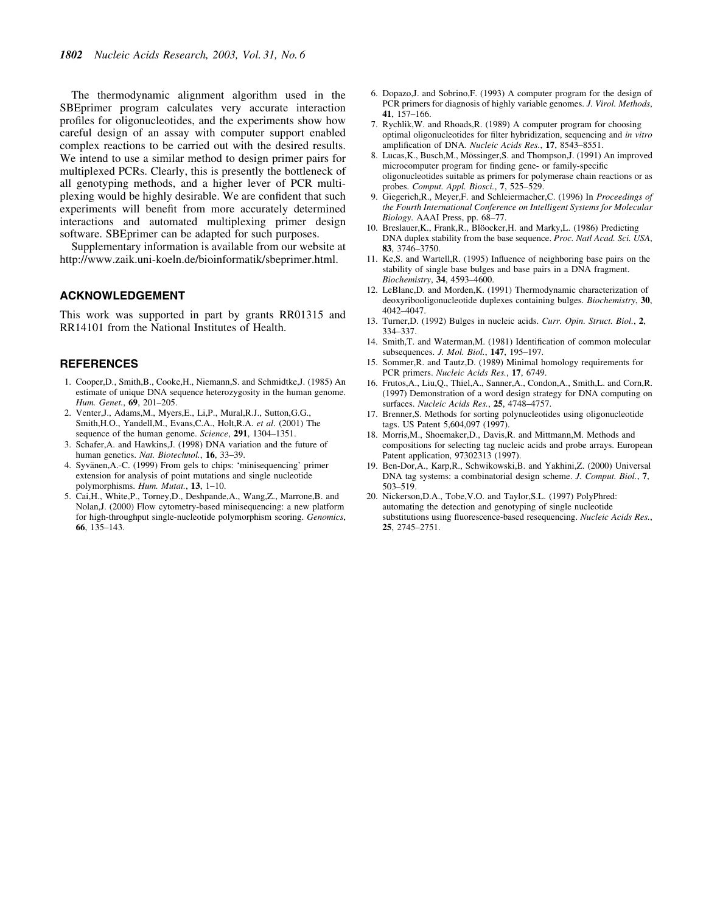The thermodynamic alignment algorithm used in the SBEprimer program calculates very accurate interaction profiles for oligonucleotides, and the experiments show how careful design of an assay with computer support enabled complex reactions to be carried out with the desired results. We intend to use a similar method to design primer pairs for multiplexed PCRs. Clearly, this is presently the bottleneck of all genotyping methods, and a higher lever of PCR multiplexing would be highly desirable. We are confident that such experiments will benefit from more accurately determined interactions and automated multiplexing primer design software. SBEprimer can be adapted for such purposes.

Supplementary information is available from our website at http://www.zaik.uni-koeln.de/bioinformatik/sbeprimer.html.

## ACKNOWLEDGEMENT

This work was supported in part by grants RR01315 and RR14101 from the National Institutes of Health.

## REFERENCES

1. Cooper,D., Smith,B., Cooke,H., Niemann,S. and Schmidtke,J. (1985) An estimate of unique DNA sequence heterozygosity in the human genome. *Hum. Genet.*, **69**, 201–205.
2. Venter,J., Adams,M., Myers,E., Li,P., Mural,R.J., Sutton,G.G., Smith,H.O., Yandell,M., Evans,C.A., Holt,R.A. *et al.* (2001) The sequence of the human genome. *Science*, **291**, 1304–1351.
3. Schafer,A. and Hawkins,J. (1998) DNA variation and the future of human genetics. *Nat. Biotechnol.*, **16**, 33–39.
4. Syvänen,A.-C. (1999) From gels to chips: 'minisequencing' primer extension for analysis of point mutations and single nucleotide polymorphisms. *Hum. Mutat.*, **13**, 1–10.
5. Cai,H., White,P., Torney,D., Deshpande,A., Wang,Z., Marrone,B. and Nolan,J. (2000) Flow cytometry-based minisequencing: a new platform for high-throughput single-nucleotide polymorphism scoring. *Genomics*, **66**, 135–143.
6. Dopazo,J. and Sobrino,F. (1993) A computer program for the design of PCR primers for diagnosis of highly variable genomes. *J. Virol. Methods*, **41**, 157–166.
7. Rychlik,W. and Rhoads,R. (1989) A computer program for choosing optimal oligonucleotides for filter hybridization, sequencing and *in vitro* amplification of DNA. *Nucleic Acids Res.*, **17**, 8543–8551.
8. Lucas,K., Busch,M., Mössinger,S. and Thompson,J. (1991) An improved microcomputer program for finding gene- or family-specific oligonucleotides suitable as primers for polymerase chain reactions or as probes. *Comput. Appl. Biosci.*, **7**, 525–529.
9. Giegerich,R., Meyer,F. and Schleiermacher,C. (1996) In *Proceedings of the Fourth International Conference on Intelligent Systems for Molecular Biology.* AAAI Press, pp. 68–77.
10. Breslauer,K., Frank,R., Blöocker,H. and Marky,L. (1986) Predicting DNA duplex stability from the base sequence. *Proc. Natl Acad. Sci. USA*, **83**, 3746–3750.
11. Ke,S. and Wartell,R. (1995) Influence of neighboring base pairs on the stability of single base bulges and base pairs in a DNA fragment. *Biochemistry*, **34**, 4593–4600.
12. LeBlanc,D. and Morden,K. (1991) Thermodynamic characterization of deoxyribooligonucleotide duplexes containing bulges. *Biochemistry*, **30**, 4042–4047.
13. Turner,D. (1992) Bulges in nucleic acids. *Curr. Opin. Struct. Biol.*, **2**, 334–337.
14. Smith,T. and Waterman,M. (1981) Identification of common molecular subsequences. *J. Mol. Biol.*, **147**, 195–197.
15. Sommer,R. and Tautz,D. (1989) Minimal homology requirements for PCR primers. *Nucleic Acids Res.*, **17**, 6749.
16. Frutos,A., Liu,Q., Thiel,A., Sanner,A., Condon,A., Smith,L. and Corn,R. (1997) Demonstration of a word design strategy for DNA computing on surfaces. *Nucleic Acids Res.*, **25**, 4748–4757.
17. Brenner,S. Methods for sorting polynucleotides using oligonucleotide tags. US Patent 5,604,097 (1997).
18. Morris,M., Shoemaker,D., Davis,R. and Mittmann,M. Methods and compositions for selecting tag nucleic acids and probe arrays. European Patent application, 97302313 (1997).
19. Ben-Dor,A., Karp,R., Schwikowski,B. and Yakhini,Z. (2000) Universal DNA tag systems: a combinatorial design scheme. *J. Comput. Biol.*, **7**, 503–519.
20. Nickerson,D.A., Tobe,V.O. and Taylor,S.L. (1997) PolyPhred: automating the detection and genotyping of single nucleotide substitutions using fluorescence-based resequencing. *Nucleic Acids Res.*, **25**, 2745–2751.